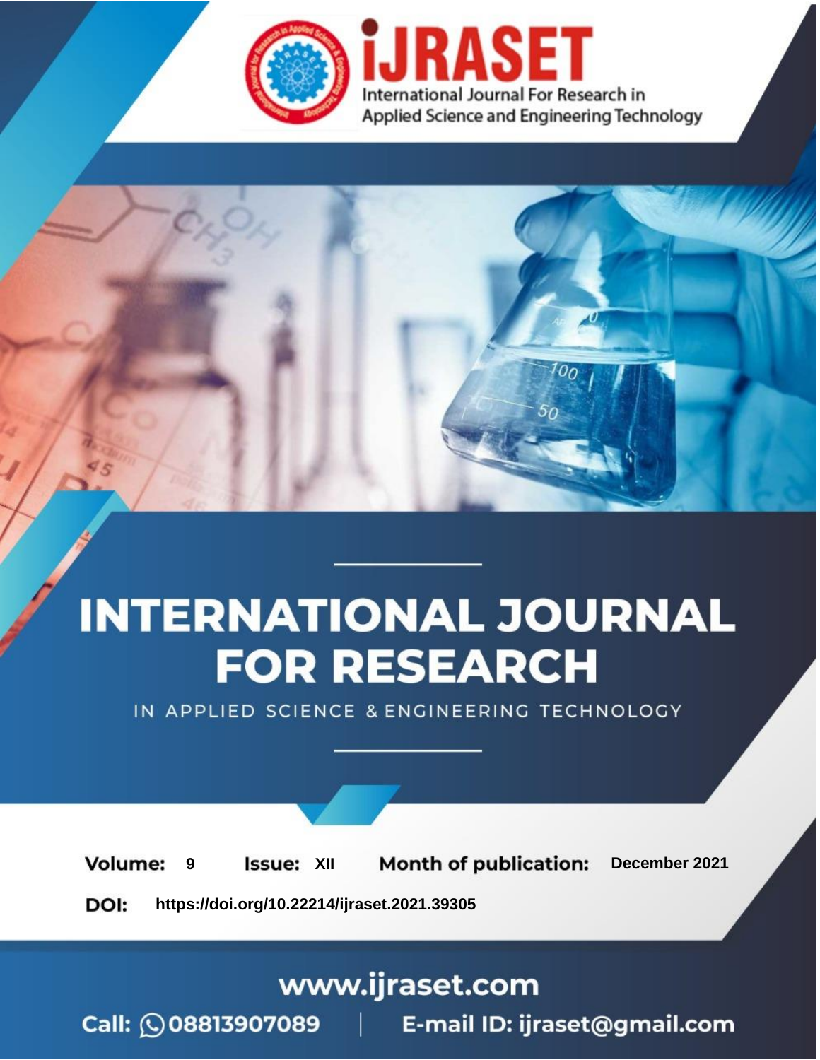# INTERNATIONAL JOURNAL FOR RESEARCH

IN APPLIED SCIENCE & ENGINEERING TECHNOLOGY

**Volume:** 9 **Issue:** XII **Month of publication:** December 2021

**DOI:** https://doi.org/10.22214/ijraset.2021.39305

www.ijraset.com

Call: 08813907089 | E-mail ID: ijraset@gmail.com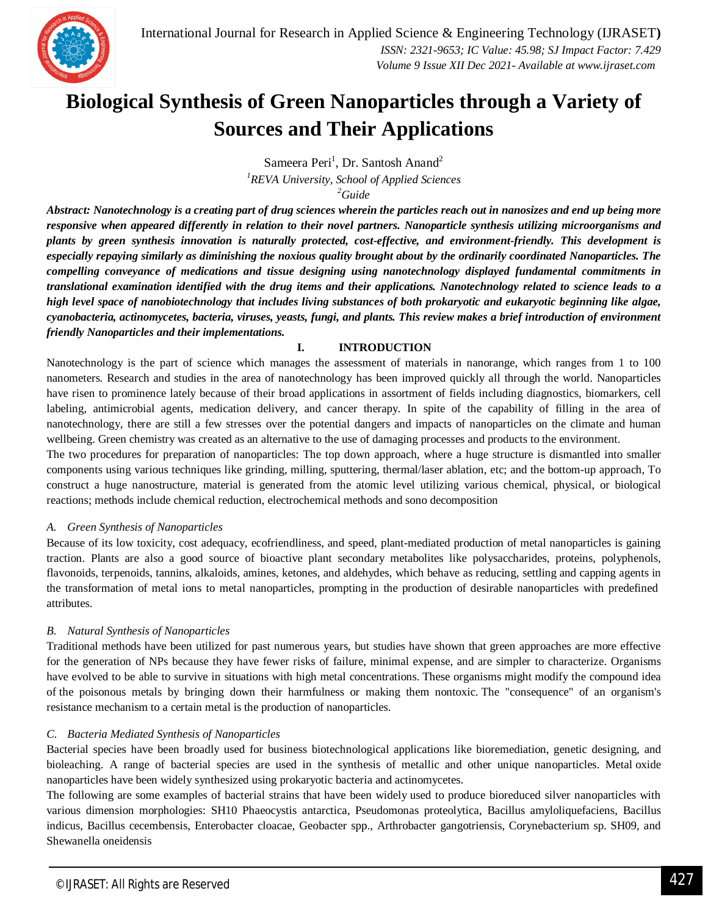# Biological Synthesis of Green Nanoparticles through a Variety of Sources and Their Applications

Sameera Peri[1], Dr. Santosh Anand[2]

[1]*REVA University, School of Applied Sciences*

[2]*Guide*

***Abstract:** Nanotechnology is a creating part of drug sciences wherein the particles reach out in nanosizes and end up being more responsive when appeared differently in relation to their novel partners. Nanoparticle synthesis utilizing microorganisms and plants by green synthesis innovation is naturally protected, cost-effective, and environment-friendly. This development is especially repaying similarly as diminishing the noxious quality brought about by the ordinarily coordinated Nanoparticles. The compelling conveyance of medications and tissue designing using nanotechnology displayed fundamental commitments in translational examination identified with the drug items and their applications. Nanotechnology related to science leads to a high level space of nanobiotechnology that includes living substances of both prokaryotic and eukaryotic beginning like algae, cyanobacteria, actinomycetes, bacteria, viruses, yeasts, fungi, and plants. This review makes a brief introduction of environment friendly Nanoparticles and their implementations.*

## I. INTRODUCTION

Nanotechnology is the part of science which manages the assessment of materials in nanorange, which ranges from 1 to 100 nanometers. Research and studies in the area of nanotechnology has been improved quickly all through the world. Nanoparticles have risen to prominence lately because of their broad applications in assortment of fields including diagnostics, biomarkers, cell labeling, antimicrobial agents, medication delivery, and cancer therapy. In spite of the capability of filling in the area of nanotechnology, there are still a few stresses over the potential dangers and impacts of nanoparticles on the climate and human wellbeing. Green chemistry was created as an alternative to the use of damaging processes and products to the environment.

The two procedures for preparation of nanoparticles: The top down approach, where a huge structure is dismantled into smaller components using various techniques like grinding, milling, sputtering, thermal/laser ablation, etc; and the bottom-up approach, To construct a huge nanostructure, material is generated from the atomic level utilizing various chemical, physical, or biological reactions; methods include chemical reduction, electrochemical methods and sono decomposition

### *A. Green Synthesis of Nanoparticles*

Because of its low toxicity, cost adequacy, ecofriendliness, and speed, plant-mediated production of metal nanoparticles is gaining traction. Plants are also a good source of bioactive plant secondary metabolites like polysaccharides, proteins, polyphenols, flavonoids, terpenoids, tannins, alkaloids, amines, ketones, and aldehydes, which behave as reducing, settling and capping agents in the transformation of metal ions to metal nanoparticles, prompting in the production of desirable nanoparticles with predefined attributes.

### *B. Natural Synthesis of Nanoparticles*

Traditional methods have been utilized for past numerous years, but studies have shown that green approaches are more effective for the generation of NPs because they have fewer risks of failure, minimal expense, and are simpler to characterize. Organisms have evolved to be able to survive in situations with high metal concentrations. These organisms might modify the compound idea of the poisonous metals by bringing down their harmfulness or making them nontoxic. The "consequence" of an organism's resistance mechanism to a certain metal is the production of nanoparticles.

### *C. Bacteria Mediated Synthesis of Nanoparticles*

Bacterial species have been broadly used for business biotechnological applications like bioremediation, genetic designing, and bioleaching. A range of bacterial species are used in the synthesis of metallic and other unique nanoparticles. Metal oxide nanoparticles have been widely synthesized using prokaryotic bacteria and actinomycetes.

The following are some examples of bacterial strains that have been widely used to produce bioreduced silver nanoparticles with various dimension morphologies: SH10 Phaeocystis antarctica, Pseudomonas proteolytica, Bacillus amyloliquefaciens, Bacillus indicus, Bacillus cecembensis, Enterobacter cloacae, Geobacter spp., Arthrobacter gangotriensis, Corynebacterium sp. SH09, and Shewanella oneidensis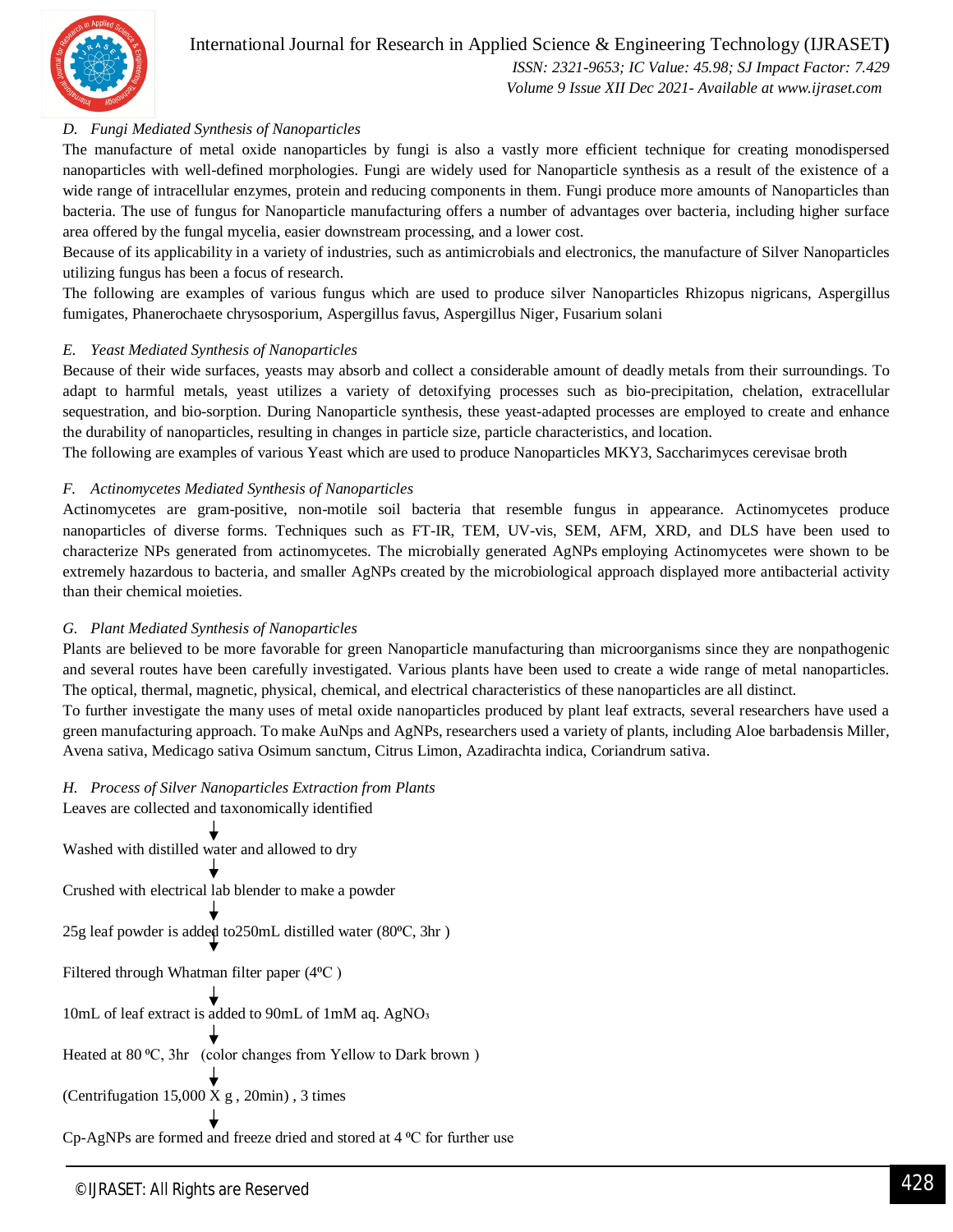### *D. Fungi Mediated Synthesis of Nanoparticles*

The manufacture of metal oxide nanoparticles by fungi is also a vastly more efficient technique for creating monodispersed nanoparticles with well-defined morphologies. Fungi are widely used for Nanoparticle synthesis as a result of the existence of a wide range of intracellular enzymes, protein and reducing components in them. Fungi produce more amounts of Nanoparticles than bacteria. The use of fungus for Nanoparticle manufacturing offers a number of advantages over bacteria, including higher surface area offered by the fungal mycelia, easier downstream processing, and a lower cost.

Because of its applicability in a variety of industries, such as antimicrobials and electronics, the manufacture of Silver Nanoparticles utilizing fungus has been a focus of research.

The following are examples of various fungus which are used to produce silver Nanoparticles Rhizopus nigricans, Aspergillus fumigates, Phanerochaete chrysosporium, Aspergillus favus, Aspergillus Niger, Fusarium solani

### *E. Yeast Mediated Synthesis of Nanoparticles*

Because of their wide surfaces, yeasts may absorb and collect a considerable amount of deadly metals from their surroundings. To adapt to harmful metals, yeast utilizes a variety of detoxifying processes such as bio-precipitation, chelation, extracellular sequestration, and bio-sorption. During Nanoparticle synthesis, these yeast-adapted processes are employed to create and enhance the durability of nanoparticles, resulting in changes in particle size, particle characteristics, and location.

The following are examples of various Yeast which are used to produce Nanoparticles MKY3, Saccharimyces cerevisae broth

### *F. Actinomycetes Mediated Synthesis of Nanoparticles*

Actinomycetes are gram-positive, non-motile soil bacteria that resemble fungus in appearance. Actinomycetes produce nanoparticles of diverse forms. Techniques such as FT-IR, TEM, UV-vis, SEM, AFM, XRD, and DLS have been used to characterize NPs generated from actinomycetes. The microbially generated AgNPs employing Actinomycetes were shown to be extremely hazardous to bacteria, and smaller AgNPs created by the microbiological approach displayed more antibacterial activity than their chemical moieties.

### *G. Plant Mediated Synthesis of Nanoparticles*

Plants are believed to be more favorable for green Nanoparticle manufacturing than microorganisms since they are nonpathogenic and several routes have been carefully investigated. Various plants have been used to create a wide range of metal nanoparticles. The optical, thermal, magnetic, physical, chemical, and electrical characteristics of these nanoparticles are all distinct.

To further investigate the many uses of metal oxide nanoparticles produced by plant leaf extracts, several researchers have used a green manufacturing approach. To make AuNps and AgNPs, researchers used a variety of plants, including Aloe barbadensis Miller, Avena sativa, Medicago sativa Osimum sanctum, Citrus Limon, Azadirachta indica, Coriandrum sativa.

### *H. Process of Silver Nanoparticles Extraction from Plants*

Leaves are collected and taxonomically identified

↓

Washed with distilled water and allowed to dry

↓

Crushed with electrical lab blender to make a powder

↓

25g leaf powder is added to250mL distilled water (80ºC, 3hr )

↓

Filtered through Whatman filter paper (4ºC )

↓

10mL of leaf extract is added to 90mL of 1mM aq. $AgNO_3$

↓

Heated at 80 ºC, 3hr (color changes from Yellow to Dark brown )

↓

(Centrifugation 15,000 X g , 20min) , 3 times

↓

Cp-AgNPs are formed and freeze dried and stored at 4 ºC for further use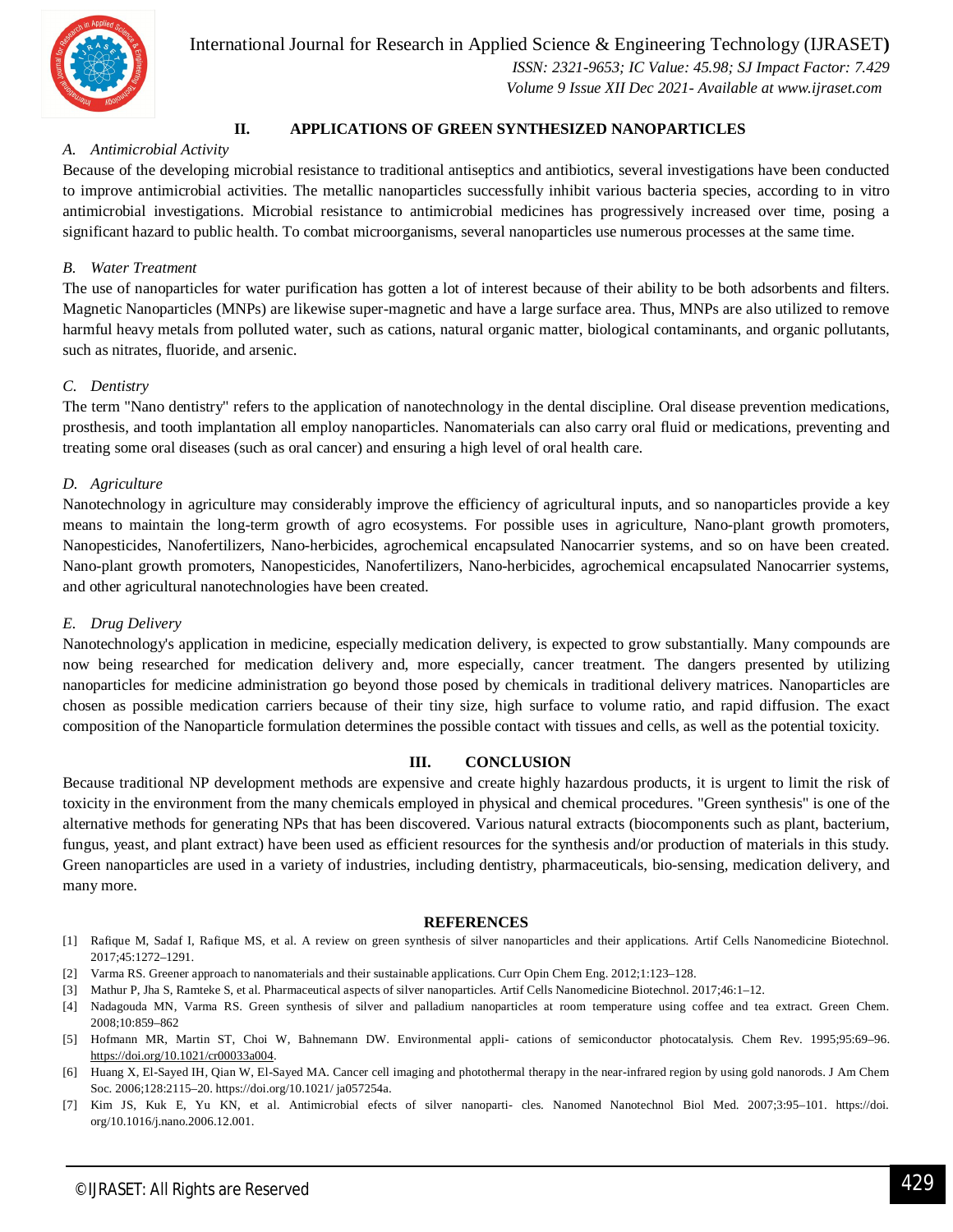## II. APPLICATIONS OF GREEN SYNTHESIZED NANOPARTICLES

### *A. Antimicrobial Activity*

Because of the developing microbial resistance to traditional antiseptics and antibiotics, several investigations have been conducted to improve antimicrobial activities. The metallic nanoparticles successfully inhibit various bacteria species, according to in vitro antimicrobial investigations. Microbial resistance to antimicrobial medicines has progressively increased over time, posing a significant hazard to public health. To combat microorganisms, several nanoparticles use numerous processes at the same time.

### *B. Water Treatment*

The use of nanoparticles for water purification has gotten a lot of interest because of their ability to be both adsorbents and filters. Magnetic Nanoparticles (MNPs) are likewise super-magnetic and have a large surface area. Thus, MNPs are also utilized to remove harmful heavy metals from polluted water, such as cations, natural organic matter, biological contaminants, and organic pollutants, such as nitrates, fluoride, and arsenic.

### *C. Dentistry*

The term "Nano dentistry" refers to the application of nanotechnology in the dental discipline. Oral disease prevention medications, prosthesis, and tooth implantation all employ nanoparticles. Nanomaterials can also carry oral fluid or medications, preventing and treating some oral diseases (such as oral cancer) and ensuring a high level of oral health care.

### *D. Agriculture*

Nanotechnology in agriculture may considerably improve the efficiency of agricultural inputs, and so nanoparticles provide a key means to maintain the long-term growth of agro ecosystems. For possible uses in agriculture, Nano-plant growth promoters, Nanopesticides, Nanofertilizers, Nano-herbicides, agrochemical encapsulated Nanocarrier systems, and so on have been created. Nano-plant growth promoters, Nanopesticides, Nanofertilizers, Nano-herbicides, agrochemical encapsulated Nanocarrier systems, and other agricultural nanotechnologies have been created.

### *E. Drug Delivery*

Nanotechnology's application in medicine, especially medication delivery, is expected to grow substantially. Many compounds are now being researched for medication delivery and, more especially, cancer treatment. The dangers presented by utilizing nanoparticles for medicine administration go beyond those posed by chemicals in traditional delivery matrices. Nanoparticles are chosen as possible medication carriers because of their tiny size, high surface to volume ratio, and rapid diffusion. The exact composition of the Nanoparticle formulation determines the possible contact with tissues and cells, as well as the potential toxicity.

## III. CONCLUSION

Because traditional NP development methods are expensive and create highly hazardous products, it is urgent to limit the risk of toxicity in the environment from the many chemicals employed in physical and chemical procedures. "Green synthesis" is one of the alternative methods for generating NPs that has been discovered. Various natural extracts (biocomponents such as plant, bacterium, fungus, yeast, and plant extract) have been used as efficient resources for the synthesis and/or production of materials in this study. Green nanoparticles are used in a variety of industries, including dentistry, pharmaceuticals, bio-sensing, medication delivery, and many more.

## REFERENCES

[1] Rafique M, Sadaf I, Rafique MS, et al. A review on green synthesis of silver nanoparticles and their applications. Artif Cells Nanomedicine Biotechnol. 2017;45:1272–1291.

[2] Varma RS. Greener approach to nanomaterials and their sustainable applications. Curr Opin Chem Eng. 2012;1:123–128.

[3] Mathur P, Jha S, Ramteke S, et al. Pharmaceutical aspects of silver nanoparticles. Artif Cells Nanomedicine Biotechnol. 2017;46:1–12.

[4] Nadagouda MN, Varma RS. Green synthesis of silver and palladium nanoparticles at room temperature using coffee and tea extract. Green Chem. 2008;10:859–862

[5] Hofmann MR, Martin ST, Choi W, Bahnemann DW. Environmental appli- cations of semiconductor photocatalysis. Chem Rev. 1995;95:69–96. https://doi.org/10.1021/cr00033a004.

[6] Huang X, El-Sayed IH, Qian W, El-Sayed MA. Cancer cell imaging and photothermal therapy in the near-infrared region by using gold nanorods. J Am Chem Soc. 2006;128:2115–20. https://doi.org/10.1021/ ja057254a.

[7] Kim JS, Kuk E, Yu KN, et al. Antimicrobial efects of silver nanoparti- cles. Nanomed Nanotechnol Biol Med. 2007;3:95–101. https://doi. org/10.1016/j.nano.2006.12.001.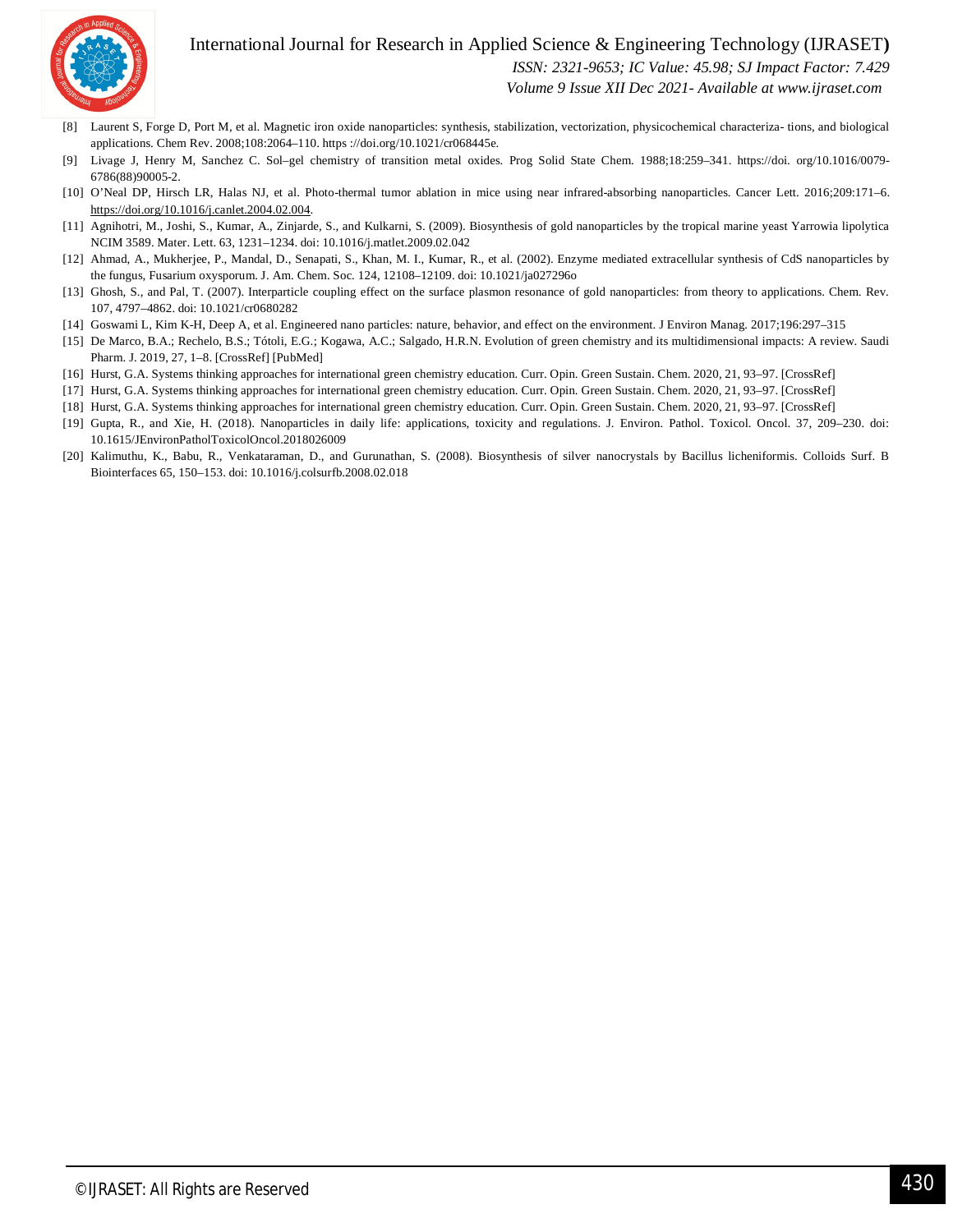[8] Laurent S, Forge D, Port M, et al. Magnetic iron oxide nanoparticles: synthesis, stabilization, vectorization, physicochemical characteriza- tions, and biological applications. Chem Rev. 2008;108:2064–110. https ://doi.org/10.1021/cr068445e.

[9] Livage J, Henry M, Sanchez C. Sol–gel chemistry of transition metal oxides. Prog Solid State Chem. 1988;18:259–341. https://doi. org/10.1016/0079-6786(88)90005-2.

[10] O'Neal DP, Hirsch LR, Halas NJ, et al. Photo-thermal tumor ablation in mice using near infrared-absorbing nanoparticles. Cancer Lett. 2016;209:171–6. https://doi.org/10.1016/j.canlet.2004.02.004.

[11] Agnihotri, M., Joshi, S., Kumar, A., Zinjarde, S., and Kulkarni, S. (2009). Biosynthesis of gold nanoparticles by the tropical marine yeast Yarrowia lipolytica NCIM 3589. Mater. Lett. 63, 1231–1234. doi: 10.1016/j.matlet.2009.02.042

[12] Ahmad, A., Mukherjee, P., Mandal, D., Senapati, S., Khan, M. I., Kumar, R., et al. (2002). Enzyme mediated extracellular synthesis of CdS nanoparticles by the fungus, Fusarium oxysporum. J. Am. Chem. Soc. 124, 12108–12109. doi: 10.1021/ja027296o

[13] Ghosh, S., and Pal, T. (2007). Interparticle coupling effect on the surface plasmon resonance of gold nanoparticles: from theory to applications. Chem. Rev. 107, 4797–4862. doi: 10.1021/cr0680282

[14] Goswami L, Kim K-H, Deep A, et al. Engineered nano particles: nature, behavior, and effect on the environment. J Environ Manag. 2017;196:297–315

[15] De Marco, B.A.; Rechelo, B.S.; Tótoli, E.G.; Kogawa, A.C.; Salgado, H.R.N. Evolution of green chemistry and its multidimensional impacts: A review. Saudi Pharm. J. 2019, 27, 1–8. [CrossRef] [PubMed]

[16] Hurst, G.A. Systems thinking approaches for international green chemistry education. Curr. Opin. Green Sustain. Chem. 2020, 21, 93–97. [CrossRef]

[17] Hurst, G.A. Systems thinking approaches for international green chemistry education. Curr. Opin. Green Sustain. Chem. 2020, 21, 93–97. [CrossRef]

[18] Hurst, G.A. Systems thinking approaches for international green chemistry education. Curr. Opin. Green Sustain. Chem. 2020, 21, 93–97. [CrossRef]

[19] Gupta, R., and Xie, H. (2018). Nanoparticles in daily life: applications, toxicity and regulations. J. Environ. Pathol. Toxicol. Oncol. 37, 209–230. doi: 10.1615/JEnvironPatholToxicolOncol.2018026009

[20] Kalimuthu, K., Babu, R., Venkataraman, D., and Gurunathan, S. (2008). Biosynthesis of silver nanocrystals by Bacillus licheniformis. Colloids Surf. B Biointerfaces 65, 150–153. doi: 10.1016/j.colsurfb.2008.02.018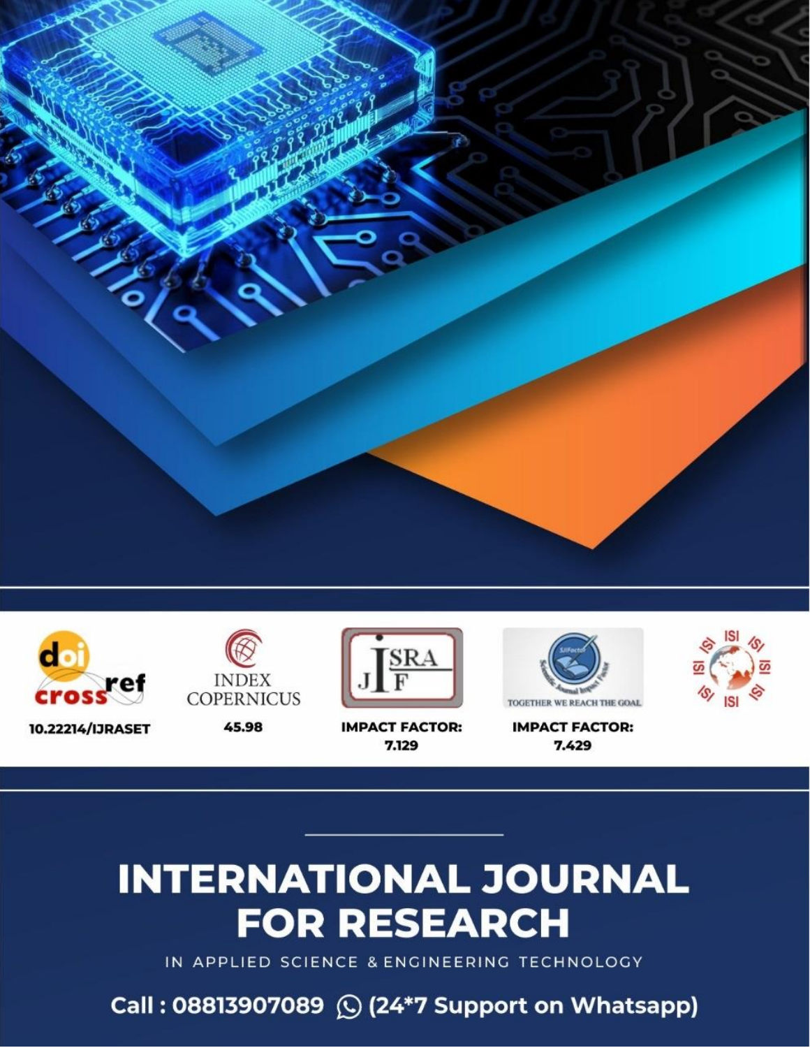10.22214/IJRASET

INDEX COPERNICUS

45.98

ISRA JIF

IMPACT FACTOR: 7.129

TOGETHER WE REACH THE GOAL

IMPACT FACTOR: 7.429

ISI

# INTERNATIONAL JOURNAL FOR RESEARCH

IN APPLIED SCIENCE & ENGINEERING TECHNOLOGY

Call : 08813907089 (24*7 Support on Whatsapp)